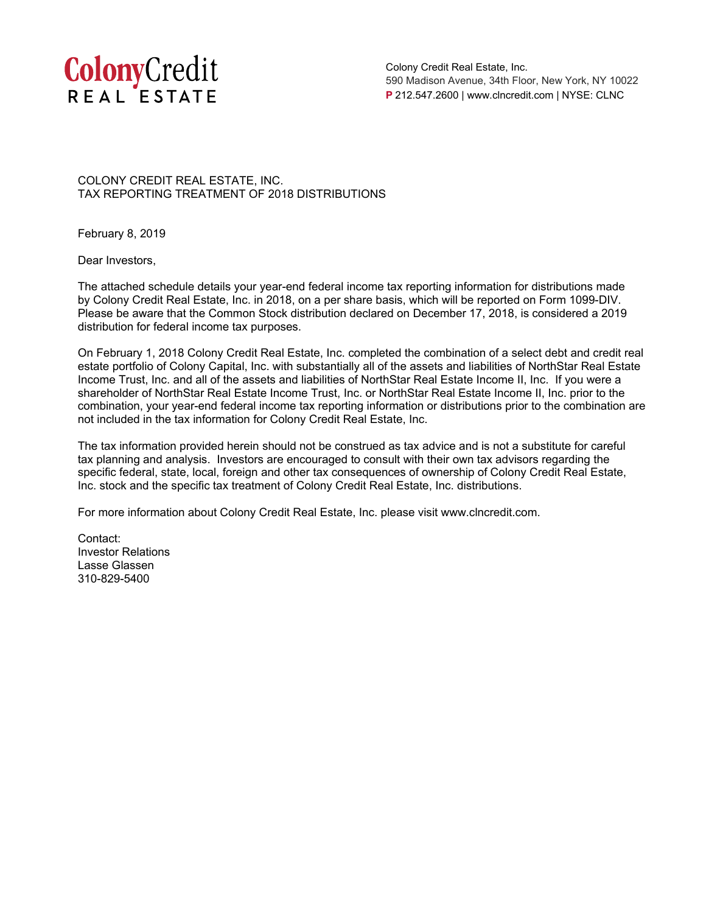Colony Credit Real Estate

Colony Credit Real Estate, Inc.
590 Madison Avenue, 34th Floor, New York, NY 10022
P 212.547.2600 | www.clncredit.com | NYSE: CLNC

COLONY CREDIT REAL ESTATE, INC.
TAX REPORTING TREATMENT OF 2018 DISTRIBUTIONS

February 8, 2019

Dear Investors,

The attached schedule details your year-end federal income tax reporting information for distributions made by Colony Credit Real Estate, Inc. in 2018, on a per share basis, which will be reported on Form 1099-DIV. Please be aware that the Common Stock distribution declared on December 17, 2018, is considered a 2019 distribution for federal income tax purposes.

On February 1, 2018 Colony Credit Real Estate, Inc. completed the combination of a select debt and credit real estate portfolio of Colony Capital, Inc. with substantially all of the assets and liabilities of NorthStar Real Estate Income Trust, Inc. and all of the assets and liabilities of NorthStar Real Estate Income II, Inc. If you were a shareholder of NorthStar Real Estate Income Trust, Inc. or NorthStar Real Estate Income II, Inc. prior to the combination, your year-end federal income tax reporting information or distributions prior to the combination are not included in the tax information for Colony Credit Real Estate, Inc.

The tax information provided herein should not be construed as tax advice and is not a substitute for careful tax planning and analysis. Investors are encouraged to consult with their own tax advisors regarding the specific federal, state, local, foreign and other tax consequences of ownership of Colony Credit Real Estate, Inc. stock and the specific tax treatment of Colony Credit Real Estate, Inc. distributions.

For more information about Colony Credit Real Estate, Inc. please visit www.clncredit.com.

Contact:
Investor Relations
Lasse Glassen
310-829-5400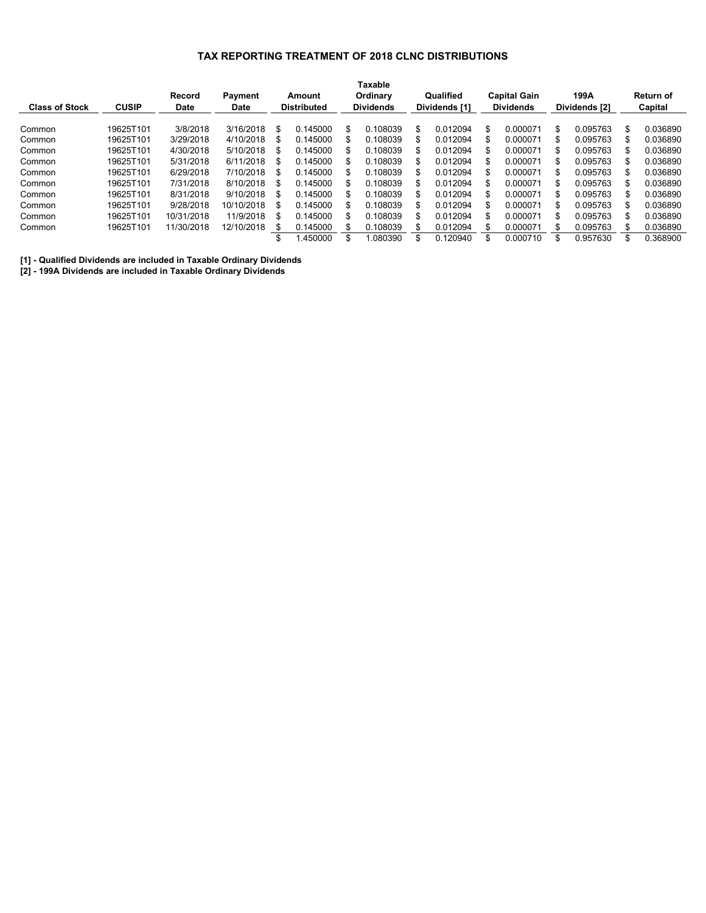# TAX REPORTING TREATMENT OF 2018 CLNC DISTRIBUTIONS

| Class of Stock | CUSIP | Record Date | Payment Date | Amount Distributed | Taxable Ordinary Dividends | Qualified Dividends [1] | Capital Gain Dividends | 199A Dividends [2] | Return of Capital |
|---|---|---|---|---|---|---|---|---|---|
| Common | 19625T101 | 3/8/2018 | 3/16/2018 | $ 0.145000 | $ 0.108039 | $ 0.012094 | $ 0.000071 | $ 0.095763 | $ 0.036890 |
| Common | 19625T101 | 3/29/2018 | 4/10/2018 | $ 0.145000 | $ 0.108039 | $ 0.012094 | $ 0.000071 | $ 0.095763 | $ 0.036890 |
| Common | 19625T101 | 4/30/2018 | 5/10/2018 | $ 0.145000 | $ 0.108039 | $ 0.012094 | $ 0.000071 | $ 0.095763 | $ 0.036890 |
| Common | 19625T101 | 5/31/2018 | 6/11/2018 | $ 0.145000 | $ 0.108039 | $ 0.012094 | $ 0.000071 | $ 0.095763 | $ 0.036890 |
| Common | 19625T101 | 6/29/2018 | 7/10/2018 | $ 0.145000 | $ 0.108039 | $ 0.012094 | $ 0.000071 | $ 0.095763 | $ 0.036890 |
| Common | 19625T101 | 7/31/2018 | 8/10/2018 | $ 0.145000 | $ 0.108039 | $ 0.012094 | $ 0.000071 | $ 0.095763 | $ 0.036890 |
| Common | 19625T101 | 8/31/2018 | 9/10/2018 | $ 0.145000 | $ 0.108039 | $ 0.012094 | $ 0.000071 | $ 0.095763 | $ 0.036890 |
| Common | 19625T101 | 9/28/2018 | 10/10/2018 | $ 0.145000 | $ 0.108039 | $ 0.012094 | $ 0.000071 | $ 0.095763 | $ 0.036890 |
| Common | 19625T101 | 10/31/2018 | 11/9/2018 | $ 0.145000 | $ 0.108039 | $ 0.012094 | $ 0.000071 | $ 0.095763 | $ 0.036890 |
| Common | 19625T101 | 11/30/2018 | 12/10/2018 | $ 0.145000 | $ 0.108039 | $ 0.012094 | $ 0.000071 | $ 0.095763 | $ 0.036890 |
| | | | | $ 1.450000 | $ 1.080390 | $ 0.120940 | $ 0.000710 | $ 0.957630 | $ 0.368900 |

**[1] - Qualified Dividends are included in Taxable Ordinary Dividends**
**[2] - 199A Dividends are included in Taxable Ordinary Dividends**